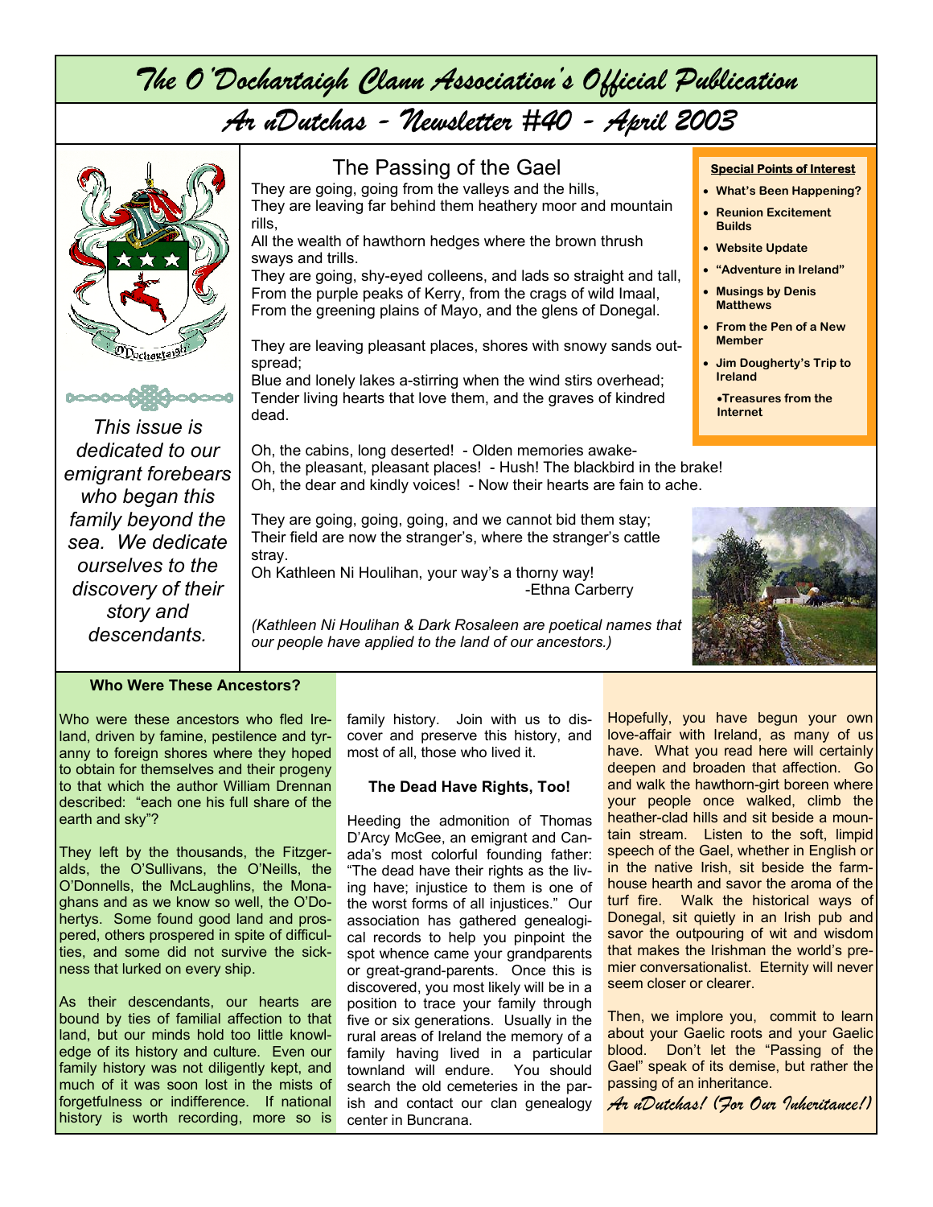# The O'Dochartaigh Clann Association's Official Publication

## Ar nDutchas - Newsletter #40 - April 2003

*This issue is dedicated to our emigrant forebears who began this family beyond the sea. We dedicate ourselves to the discovery of their story and descendants.*

### The Passing of the Gael

They are going, going from the valleys and the hills,
They are leaving far behind them heathery moor and mountain rills,
All the wealth of hawthorn hedges where the brown thrush sways and trills.
They are going, shy-eyed colleens, and lads so straight and tall,
From the purple peaks of Kerry, from the crags of wild Imaal,
From the greening plains of Mayo, and the glens of Donegal.

They are leaving pleasant places, shores with snowy sands out-spread;
Blue and lonely lakes a-stirring when the wind stirs overhead;
Tender living hearts that love them, and the graves of kindred dead.

Oh, the cabins, long deserted! - Olden memories awake-
Oh, the pleasant, pleasant places! - Hush! The blackbird in the brake!
Oh, the dear and kindly voices! - Now their hearts are fain to ache.

They are going, going, going, and we cannot bid them stay;
Their field are now the stranger's, where the stranger's cattle stray.
Oh Kathleen Ni Houlihan, your way's a thorny way!

-Ethna Carberry

*(Kathleen Ni Houlihan & Dark Rosaleen are poetical names that our people have applied to the land of our ancestors.)*

**Special Points of Interest**

- What's Been Happening?
- Reunion Excitement Builds
- Website Update
- "Adventure in Ireland"
- Musings by Denis Matthews
- From the Pen of a New Member
- Jim Dougherty's Trip to Ireland
- Treasures from the Internet

### Who Were These Ancestors?

Who were these ancestors who fled Ireland, driven by famine, pestilence and tyranny to foreign shores where they hoped to obtain for themselves and their progeny to that which the author William Drennan described: "each one his full share of the earth and sky"?

They left by the thousands, the Fitzgeralds, the O'Sullivans, the O'Neills, the O'Donnells, the McLaughlins, the Monaghans and as we know so well, the O'Dohertys. Some found good land and prospered, others prospered in spite of difficulties, and some did not survive the sickness that lurked on every ship.

As their descendants, our hearts are bound by ties of familial affection to that land, but our minds hold too little knowledge of its history and culture. Even our family history was not diligently kept, and much of it was soon lost in the mists of forgetfulness or indifference. If national history is worth recording, more so is family history. Join with us to discover and preserve this history, and most of all, those who lived it.

### The Dead Have Rights, Too!

Heeding the admonition of Thomas D'Arcy McGee, an emigrant and Canada's most colorful founding father: "The dead have their rights as the living have; injustice to them is one of the worst forms of all injustices." Our association has gathered genealogical records to help you pinpoint the spot whence came your grandparents or great-grand-parents. Once this is discovered, you most likely will be in a position to trace your family through five or six generations. Usually in the rural areas of Ireland the memory of a family having lived in a particular townland will endure. You should search the old cemeteries in the parish and contact our clan genealogy center in Buncrana.

Hopefully, you have begun your own love-affair with Ireland, as many of us have. What you read here will certainly deepen and broaden that affection. Go and walk the hawthorn-girt boreen where your people once walked, climb the heather-clad hills and sit beside a mountain stream. Listen to the soft, limpid speech of the Gael, whether in English or in the native Irish, sit beside the farmhouse hearth and savor the aroma of the turf fire. Walk the historical ways of Donegal, sit quietly in an Irish pub and savor the outpouring of wit and wisdom that makes the Irishman the world's premier conversationalist. Eternity will never seem closer or clearer.

Then, we implore you, commit to learn about your Gaelic roots and your Gaelic blood. Don't let the "Passing of the Gael" speak of its demise, but rather the passing of an inheritance.

*Ar nDutchas! (For Our Inheritance!)*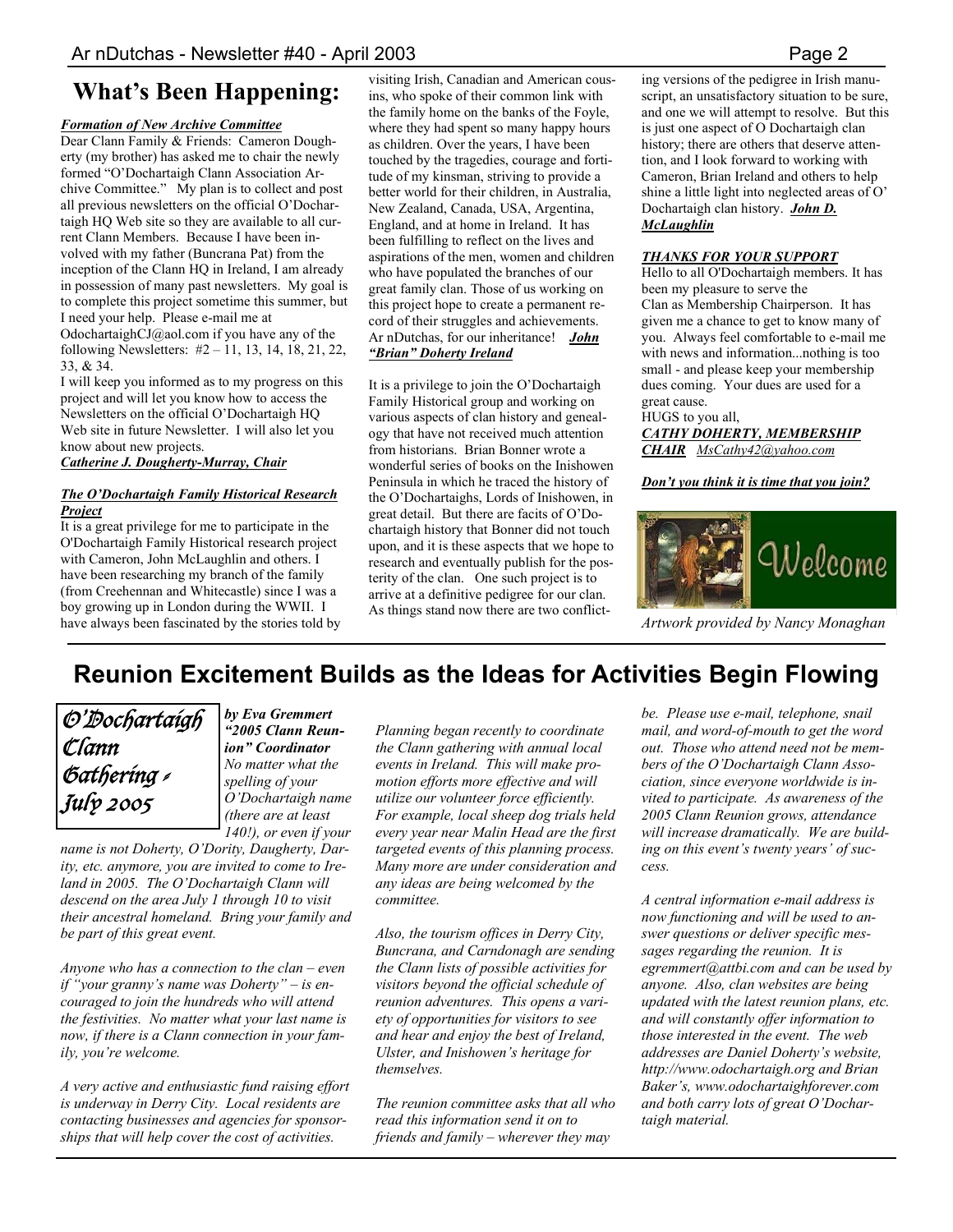# What's Been Happening:

***Formation of New Archive Committee***

Dear Clann Family & Friends: Cameron Dougherty (my brother) has asked me to chair the newly formed "O'Dochartaigh Clann Association Archive Committee." My plan is to collect and post all previous newsletters on the official O'Dochartaigh HQ Web site so they are available to all current Clann Members. Because I have been involved with my father (Buncrana Pat) from the inception of the Clann HQ in Ireland, I am already in possession of many past newsletters. My goal is to complete this project sometime this summer, but I need your help. Please e-mail me at OdochartaighCJ@aol.com if you have any of the following Newsletters: #2 – 11, 13, 14, 18, 21, 22, 33, & 34.

I will keep you informed as to my progress on this project and will let you know how to access the Newsletters on the official O'Dochartaigh HQ Web site in future Newsletter. I will also let you know about new projects.

***Catherine J. Dougherty-Murray, Chair***

***The O'Dochartaigh Family Historical Research Project***

It is a great privilege for me to participate in the O'Dochartaigh Family Historical research project with Cameron, John McLaughlin and others. I have been researching my branch of the family (from Creehennan and Whitecastle) since I was a boy growing up in London during the WWII. I have always been fascinated by the stories told by visiting Irish, Canadian and American cousins, who spoke of their common link with the family home on the banks of the Foyle, where they had spent so many happy hours as children. Over the years, I have been touched by the tragedies, courage and fortitude of my kinsman, striving to provide a better world for their children, in Australia, New Zealand, Canada, USA, Argentina, England, and at home in Ireland. It has been fulfilling to reflect on the lives and aspirations of the men, women and children who have populated the branches of our great family clan. Those of us working on this project hope to create a permanent record of their struggles and achievements. Ar nDutchas, for our inheritance! ***John "Brian" Doherty Ireland***

It is a privilege to join the O'Dochartaigh Family Historical group and working on various aspects of clan history and genealogy that have not received much attention from historians. Brian Bonner wrote a wonderful series of books on the Inishowen Peninsula in which he traced the history of the O'Dochartaighs, Lords of Inishowen, in great detail. But there are facits of O'Dochartaigh history that Bonner did not touch upon, and it is these aspects that we hope to research and eventually publish for the posterity of the clan. One such project is to arrive at a definitive pedigree for our clan. As things stand now there are two conflicting versions of the pedigree in Irish manuscript, an unsatisfactory situation to be sure, and one we will attempt to resolve. But this is just one aspect of O Dochartaigh clan history; there are others that deserve attention, and I look forward to working with Cameron, Brian Ireland and others to help shine a little light into neglected areas of O' Dochartaigh clan history. ***John D. McLaughlin***

***THANKS FOR YOUR SUPPORT***

Hello to all O'Dochartaigh members. It has been my pleasure to serve the Clan as Membership Chairperson. It has given me a chance to get to know many of you. Always feel comfortable to e-mail me with news and information...nothing is too small - and please keep your membership dues coming. Your dues are used for a great cause.

HUGS to you all,

***CATHY DOHERTY, MEMBERSHIP CHAIR*** *MsCathy42@yahoo.com*

***Don't you think it is time that you join?***

Welcome

*Artwork provided by Nancy Monaghan*

# Reunion Excitement Builds as the Ideas for Activities Begin Flowing

*O'Dochartaigh Clann Gathering - July 2005*

***by Eva Gremmert "2005 Clann Reunion" Coordinator***

*No matter what the spelling of your O'Dochartaigh name (there are at least 140!), or even if your name is not Doherty, O'Dority, Daugherty, Darity, etc. anymore, you are invited to come to Ireland in 2005. The O'Dochartaigh Clann will descend on the area July 1 through 10 to visit their ancestral homeland. Bring your family and be part of this great event.*

*Anyone who has a connection to the clan – even if "your granny's name was Doherty" – is encouraged to join the hundreds who will attend the festivities. No matter what your last name is now, if there is a Clann connection in your family, you're welcome.*

*A very active and enthusiastic fund raising effort is underway in Derry City. Local residents are contacting businesses and agencies for sponsorships that will help cover the cost of activities.*

*Planning began recently to coordinate the Clann gathering with annual local events in Ireland. This will make promotion efforts more effective and will utilize our volunteer force efficiently. For example, local sheep dog trials held every year near Malin Head are the first targeted events of this planning process. Many more are under consideration and any ideas are being welcomed by the committee.*

*Also, the tourism offices in Derry City, Buncrana, and Carndonagh are sending the Clann lists of possible activities for visitors beyond the official schedule of reunion adventures. This opens a variety of opportunities for visitors to see and hear and enjoy the best of Ireland, Ulster, and Inishowen's heritage for themselves.*

*The reunion committee asks that all who read this information send it on to friends and family – wherever they may be. Please use e-mail, telephone, snail mail, and word-of-mouth to get the word out. Those who attend need not be members of the O'Dochartaigh Clann Association, since everyone worldwide is invited to participate. As awareness of the 2005 Clann Reunion grows, attendance will increase dramatically. We are building on this event's twenty years' of success.*

*A central information e-mail address is now functioning and will be used to answer questions or deliver specific messages regarding the reunion. It is egremmert@attbi.com and can be used by anyone. Also, clan websites are being updated with the latest reunion plans, etc. and will constantly offer information to those interested in the event. The web addresses are Daniel Doherty's website, http://www.odochartaigh.org and Brian Baker's, www.odochartaighforever.com and both carry lots of great O'Dochartaigh material.*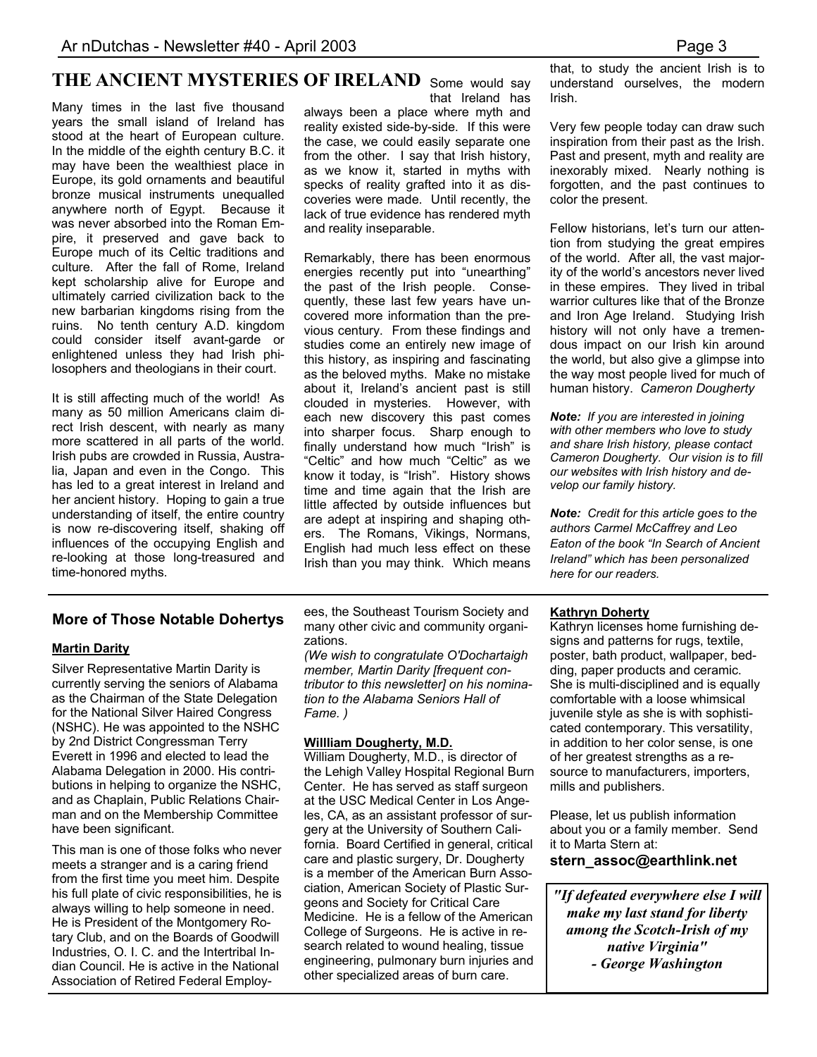## THE ANCIENT MYSTERIES OF IRELAND

Many times in the last five thousand years the small island of Ireland has stood at the heart of European culture. In the middle of the eighth century B.C. it may have been the wealthiest place in Europe, its gold ornaments and beautiful bronze musical instruments unequalled anywhere north of Egypt. Because it was never absorbed into the Roman Empire, it preserved and gave back to Europe much of its Celtic traditions and culture. After the fall of Rome, Ireland kept scholarship alive for Europe and ultimately carried civilization back to the new barbarian kingdoms rising from the ruins. No tenth century A.D. kingdom could consider itself avant-garde or enlightened unless they had Irish philosophers and theologians in their court.

It is still affecting much of the world! As many as 50 million Americans claim direct Irish descent, with nearly as many more scattered in all parts of the world. Irish pubs are crowded in Russia, Australia, Japan and even in the Congo. This has led to a great interest in Ireland and her ancient history. Hoping to gain a true understanding of itself, the entire country is now re-discovering itself, shaking off influences of the occupying English and re-looking at those long-treasured and time-honored myths.

Some would say that Ireland has always been a place where myth and reality existed side-by-side. If this were the case, we could easily separate one from the other. I say that Irish history, as we know it, started in myths with specks of reality grafted into it as discoveries were made. Until recently, the lack of true evidence has rendered myth and reality inseparable.

Remarkably, there has been enormous energies recently put into "unearthing" the past of the Irish people. Consequently, these last few years have uncovered more information than the previous century. From these findings and studies come an entirely new image of this history, as inspiring and fascinating as the beloved myths. Make no mistake about it, Ireland's ancient past is still clouded in mysteries. However, with each new discovery this past comes into sharper focus. Sharp enough to finally understand how much "Irish" is "Celtic" and how much "Celtic" as we know it today, is "Irish". History shows time and time again that the Irish are little affected by outside influences but are adept at inspiring and shaping others. The Romans, Vikings, Normans, English had much less effect on these Irish than you may think. Which means that, to study the ancient Irish is to understand ourselves, the modern Irish.

Very few people today can draw such inspiration from their past as the Irish. Past and present, myth and reality are inexorably mixed. Nearly nothing is forgotten, and the past continues to color the present.

Fellow historians, let's turn our attention from studying the great empires of the world. After all, the vast majority of the world's ancestors never lived in these empires. They lived in tribal warrior cultures like that of the Bronze and Iron Age Ireland. Studying Irish history will not only have a tremendous impact on our Irish kin around the world, but also give a glimpse into the way most people lived for much of human history. *Cameron Dougherty*

***Note:*** *If you are interested in joining with other members who love to study and share Irish history, please contact Cameron Dougherty. Our vision is to fill our websites with Irish history and develop our family history.*

***Note:*** *Credit for this article goes to the authors Carmel McCaffrey and Leo Eaton of the book "In Search of Ancient Ireland" which has been personalized here for our readers.*

---

### More of Those Notable Dohertys

**Martin Darity**

Silver Representative Martin Darity is currently serving the seniors of Alabama as the Chairman of the State Delegation for the National Silver Haired Congress (NSHC). He was appointed to the NSHC by 2nd District Congressman Terry Everett in 1996 and elected to lead the Alabama Delegation in 2000. His contributions in helping to organize the NSHC, and as Chaplain, Public Relations Chairman and on the Membership Committee have been significant.

This man is one of those folks who never meets a stranger and is a caring friend from the first time you meet him. Despite his full plate of civic responsibilities, he is always willing to help someone in need. He is President of the Montgomery Rotary Club, and on the Boards of Goodwill Industries, O. I. C. and the Intertribal Indian Council. He is active in the National Association of Retired Federal Employees, the Southeast Tourism Society and many other civic and community organizations.

*(We wish to congratulate O'Dochartaigh member, Martin Darity [frequent contributor to this newsletter] on his nomination to the Alabama Seniors Hall of Fame. )*

**Willliam Dougherty, M.D.**

William Dougherty, M.D., is director of the Lehigh Valley Hospital Regional Burn Center. He has served as staff surgeon at the USC Medical Center in Los Angeles, CA, as an assistant professor of surgery at the University of Southern California. Board Certified in general, critical care and plastic surgery, Dr. Dougherty is a member of the American Burn Association, American Society of Plastic Surgeons and Society for Critical Care Medicine. He is a fellow of the American College of Surgeons. He is active in research related to wound healing, tissue engineering, pulmonary burn injuries and other specialized areas of burn care.

**Kathryn Doherty**

Kathryn licenses home furnishing designs and patterns for rugs, textile, poster, bath product, wallpaper, bedding, paper products and ceramic. She is multi-disciplined and is equally comfortable with a loose whimsical juvenile style as she is with sophisticated contemporary. This versatility, in addition to her color sense, is one of her greatest strengths as a resource to manufacturers, importers, mills and publishers.

Please, let us publish information about you or a family member. Send it to Marta Stern at:
**stern_assoc@earthlink.net**

***"If defeated everywhere else I will make my last stand for liberty among the Scotch-Irish of my native Virginia"***
***- George Washington***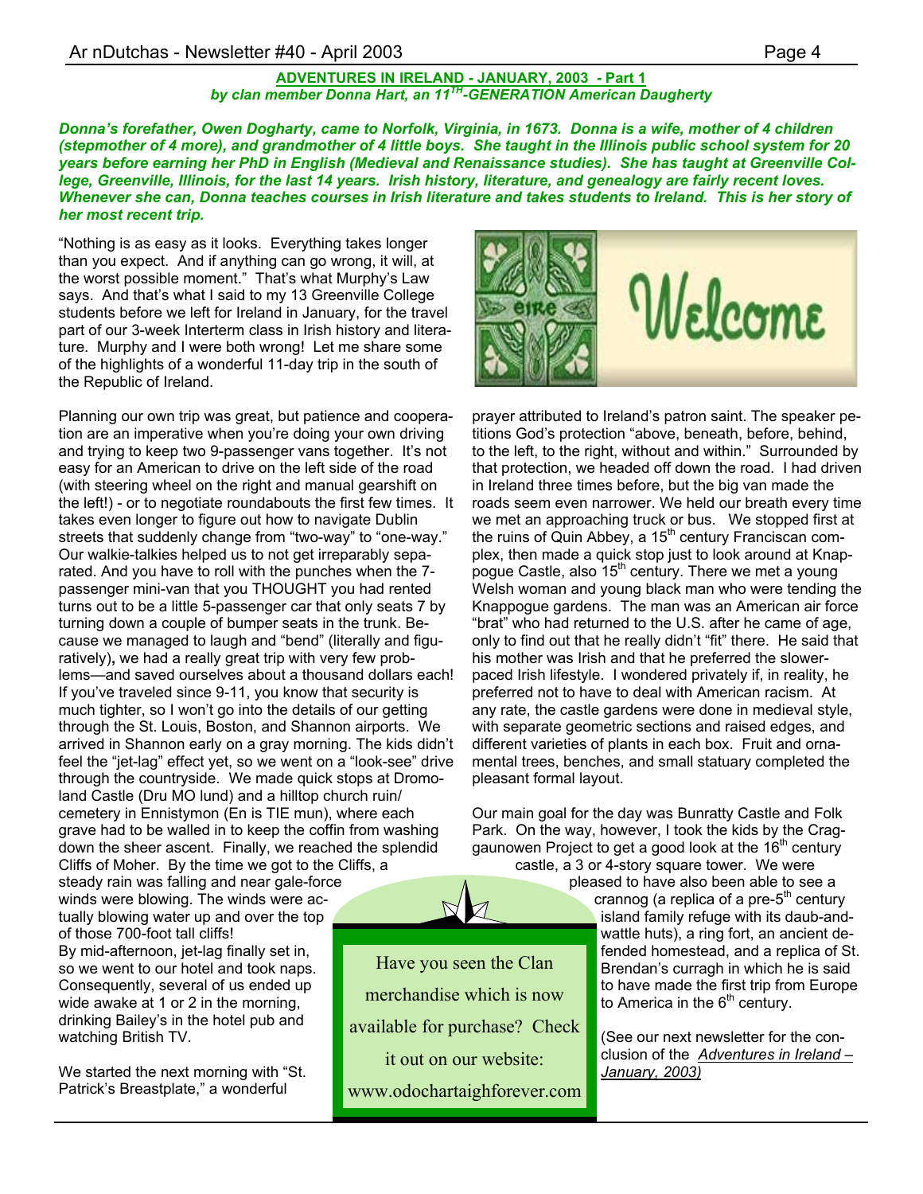## ADVENTURES IN IRELAND - JANUARY, 2003 - Part 1

***by clan member Donna Hart, an 11TH-GENERATION American Daugherty***

***Donna's forefather, Owen Dogharty, came to Norfolk, Virginia, in 1673. Donna is a wife, mother of 4 children (stepmother of 4 more), and grandmother of 4 little boys. She taught in the Illinois public school system for 20 years before earning her PhD in English (Medieval and Renaissance studies). She has taught at Greenville College, Greenville, Illinois, for the last 14 years. Irish history, literature, and genealogy are fairly recent loves. Whenever she can, Donna teaches courses in Irish literature and takes students to Ireland. This is her story of her most recent trip.***

"Nothing is as easy as it looks. Everything takes longer than you expect. And if anything can go wrong, it will, at the worst possible moment." That's what Murphy's Law says. And that's what I said to my 13 Greenville College students before we left for Ireland in January, for the travel part of our 3-week Interterm class in Irish history and literature. Murphy and I were both wrong! Let me share some of the highlights of a wonderful 11-day trip in the south of the Republic of Ireland.

Planning our own trip was great, but patience and cooperation are an imperative when you're doing your own driving and trying to keep two 9-passenger vans together. It's not easy for an American to drive on the left side of the road (with steering wheel on the right and manual gearshift on the left!) - or to negotiate roundabouts the first few times. It takes even longer to figure out how to navigate Dublin streets that suddenly change from "two-way" to "one-way." Our walkie-talkies helped us to not get irreparably separated. And you have to roll with the punches when the 7-passenger mini-van that you THOUGHT you had rented turns out to be a little 5-passenger car that only seats 7 by turning down a couple of bumper seats in the trunk. Because we managed to laugh and "bend" (literally and figuratively), we had a really great trip with very few problems—and saved ourselves about a thousand dollars each! If you've traveled since 9-11, you know that security is much tighter, so I won't go into the details of our getting through the St. Louis, Boston, and Shannon airports. We arrived in Shannon early on a gray morning. The kids didn't feel the "jet-lag" effect yet, so we went on a "look-see" drive through the countryside. We made quick stops at Dromoland Castle (Dru MO lund) and a hilltop church ruin/cemetery in Ennistymon (En is TIE mun), where each grave had to be walled in to keep the coffin from washing down the sheer ascent. Finally, we reached the splendid Cliffs of Moher. By the time we got to the Cliffs, a steady rain was falling and near gale-force winds were blowing. The winds were actually blowing water up and over the top of those 700-foot tall cliffs!

By mid-afternoon, jet-lag finally set in, so we went to our hotel and took naps. Consequently, several of us ended up wide awake at 1 or 2 in the morning, drinking Bailey's in the hotel pub and watching British TV.

We started the next morning with "St. Patrick's Breastplate," a wonderful prayer attributed to Ireland's patron saint. The speaker petitions God's protection "above, beneath, before, behind, to the left, to the right, without and within." Surrounded by that protection, we headed off down the road. I had driven in Ireland three times before, but the big van made the roads seem even narrower. We held our breath every time we met an approaching truck or bus. We stopped first at the ruins of Quin Abbey, a 15th century Franciscan complex, then made a quick stop just to look around at Knappogue Castle, also 15th century. There we met a young Welsh woman and young black man who were tending the Knappogue gardens. The man was an American air force "brat" who had returned to the U.S. after he came of age, only to find out that he really didn't "fit" there. He said that his mother was Irish and that he preferred the slower-paced Irish lifestyle. I wondered privately if, in reality, he preferred not to have to deal with American racism. At any rate, the castle gardens were done in medieval style, with separate geometric sections and raised edges, and different varieties of plants in each box. Fruit and ornamental trees, benches, and small statuary completed the pleasant formal layout.

Our main goal for the day was Bunratty Castle and Folk Park. On the way, however, I took the kids by the Craggaunowen Project to get a good look at the 16th century castle, a 3 or 4-story square tower. We were pleased to have also been able to see a crannog (a replica of a pre-5th century island family refuge with its daub-and-wattle huts), a ring fort, an ancient defended homestead, and a replica of St. Brendan's curragh in which he is said to have made the first trip from Europe to America in the 6th century.

(See our next newsletter for the conclusion of the *Adventures in Ireland – January, 2003)*

Have you seen the Clan merchandise which is now available for purchase? Check it out on our website: www.odochartaighforever.com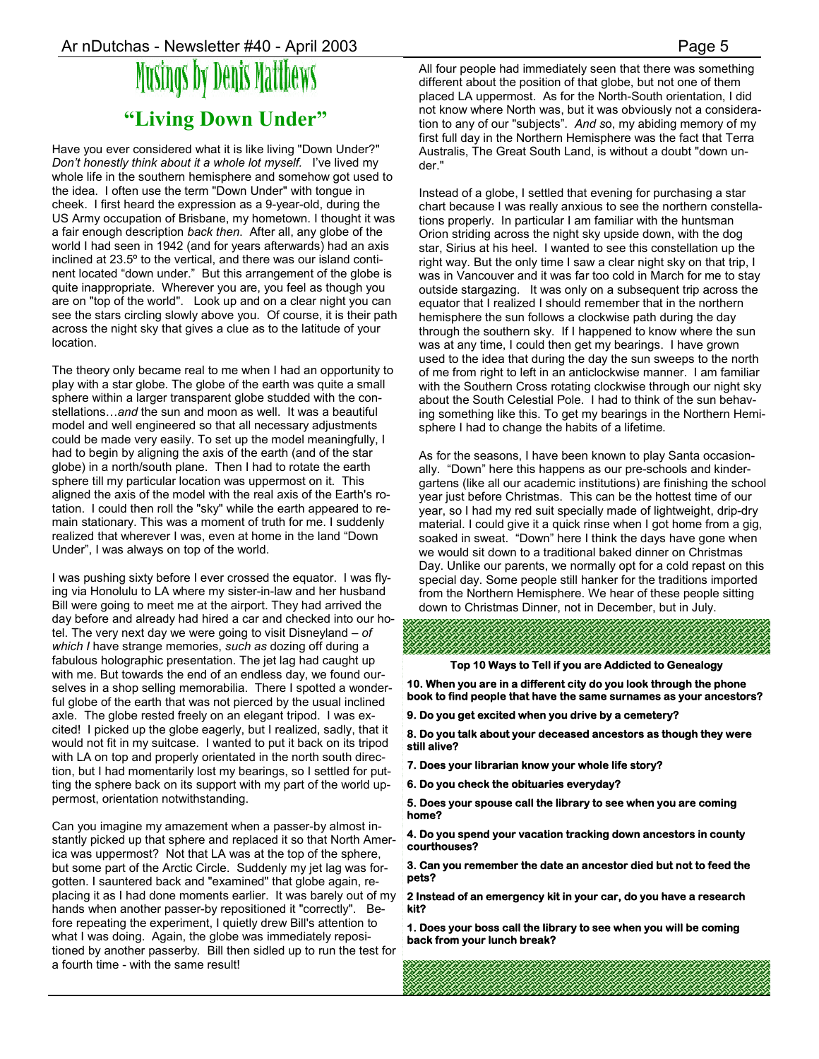# Musings by Denis Matthews

## "Living Down Under"

Have you ever considered what it is like living "Down Under?" *Don't honestly think about it a whole lot myself.* I've lived my whole life in the southern hemisphere and somehow got used to the idea. I often use the term "Down Under" with tongue in cheek. I first heard the expression as a 9-year-old, during the US Army occupation of Brisbane, my hometown. I thought it was a fair enough description *back then*. After all, any globe of the world I had seen in 1942 (and for years afterwards) had an axis inclined at 23.5º to the vertical, and there was our island continent located "down under." But this arrangement of the globe is quite inappropriate. Wherever you are, you feel as though you are on "top of the world". Look up and on a clear night you can see the stars circling slowly above you. Of course, it is their path across the night sky that gives a clue as to the latitude of your location.

The theory only became real to me when I had an opportunity to play with a star globe. The globe of the earth was quite a small sphere within a larger transparent globe studded with the constellations…*and* the sun and moon as well. It was a beautiful model and well engineered so that all necessary adjustments could be made very easily. To set up the model meaningfully, I had to begin by aligning the axis of the earth (and of the star globe) in a north/south plane. Then I had to rotate the earth sphere till my particular location was uppermost on it. This aligned the axis of the model with the real axis of the Earth's rotation. I could then roll the "sky" while the earth appeared to remain stationary. This was a moment of truth for me. I suddenly realized that wherever I was, even at home in the land "Down Under", I was always on top of the world.

I was pushing sixty before I ever crossed the equator. I was flying via Honolulu to LA where my sister-in-law and her husband Bill were going to meet me at the airport. They had arrived the day before and already had hired a car and checked into our hotel. The very next day we were going to visit Disneyland – *of which I* have strange memories, *such as* dozing off during a fabulous holographic presentation. The jet lag had caught up with me. But towards the end of an endless day, we found ourselves in a shop selling memorabilia. There I spotted a wonderful globe of the earth that was not pierced by the usual inclined axle. The globe rested freely on an elegant tripod. I was excited! I picked up the globe eagerly, but I realized, sadly, that it would not fit in my suitcase. I wanted to put it back on its tripod with LA on top and properly orientated in the north south direction, but I had momentarily lost my bearings, so I settled for putting the sphere back on its support with my part of the world uppermost, orientation notwithstanding.

Can you imagine my amazement when a passer-by almost instantly picked up that sphere and replaced it so that North America was uppermost? Not that LA was at the top of the sphere, but some part of the Arctic Circle. Suddenly my jet lag was forgotten. I sauntered back and "examined" that globe again, replacing it as I had done moments earlier. It was barely out of my hands when another passer-by repositioned it "correctly". Before repeating the experiment, I quietly drew Bill's attention to what I was doing. Again, the globe was immediately repositioned by another passerby. Bill then sidled up to run the test for a fourth time - with the same result!

All four people had immediately seen that there was something different about the position of that globe, but not one of them placed LA uppermost. As for the North-South orientation, I did not know where North was, but it was obviously not a consideration to any of our "subjects". *And so*, my abiding memory of my first full day in the Northern Hemisphere was the fact that Terra Australis, The Great South Land, is without a doubt "down under."

Instead of a globe, I settled that evening for purchasing a star chart because I was really anxious to see the northern constellations properly. In particular I am familiar with the huntsman Orion striding across the night sky upside down, with the dog star, Sirius at his heel. I wanted to see this constellation up the right way. But the only time I saw a clear night sky on that trip, I was in Vancouver and it was far too cold in March for me to stay outside stargazing. It was only on a subsequent trip across the equator that I realized I should remember that in the northern hemisphere the sun follows a clockwise path during the day through the southern sky. If I happened to know where the sun was at any time, I could then get my bearings. I have grown used to the idea that during the day the sun sweeps to the north of me from right to left in an anticlockwise manner. I am familiar with the Southern Cross rotating clockwise through our night sky about the South Celestial Pole. I had to think of the sun behaving something like this. To get my bearings in the Northern Hemisphere I had to change the habits of a lifetime.

As for the seasons, I have been known to play Santa occasionally. "Down" here this happens as our pre-schools and kindergartens (like all our academic institutions) are finishing the school year just before Christmas. This can be the hottest time of our year, so I had my red suit specially made of lightweight, drip-dry material. I could give it a quick rinse when I got home from a gig, soaked in sweat. "Down" here I think the days have gone when we would sit down to a traditional baked dinner on Christmas Day. Unlike our parents, we normally opt for a cold repast on this special day. Some people still hanker for the traditions imported from the Northern Hemisphere. We hear of these people sitting down to Christmas Dinner, not in December, but in July.

---

**Top 10 Ways to Tell if you are Addicted to Genealogy**

**10. When you are in a different city do you look through the phone book to find people that have the same surnames as your ancestors?**

**9. Do you get excited when you drive by a cemetery?**

**8. Do you talk about your deceased ancestors as though they were still alive?**

**7. Does your librarian know your whole life story?**

**6. Do you check the obituaries everyday?**

**5. Does your spouse call the library to see when you are coming home?**

**4. Do you spend your vacation tracking down ancestors in county courthouses?**

**3. Can you remember the date an ancestor died but not to feed the pets?**

**2 Instead of an emergency kit in your car, do you have a research kit?**

**1. Does your boss call the library to see when you will be coming back from your lunch break?**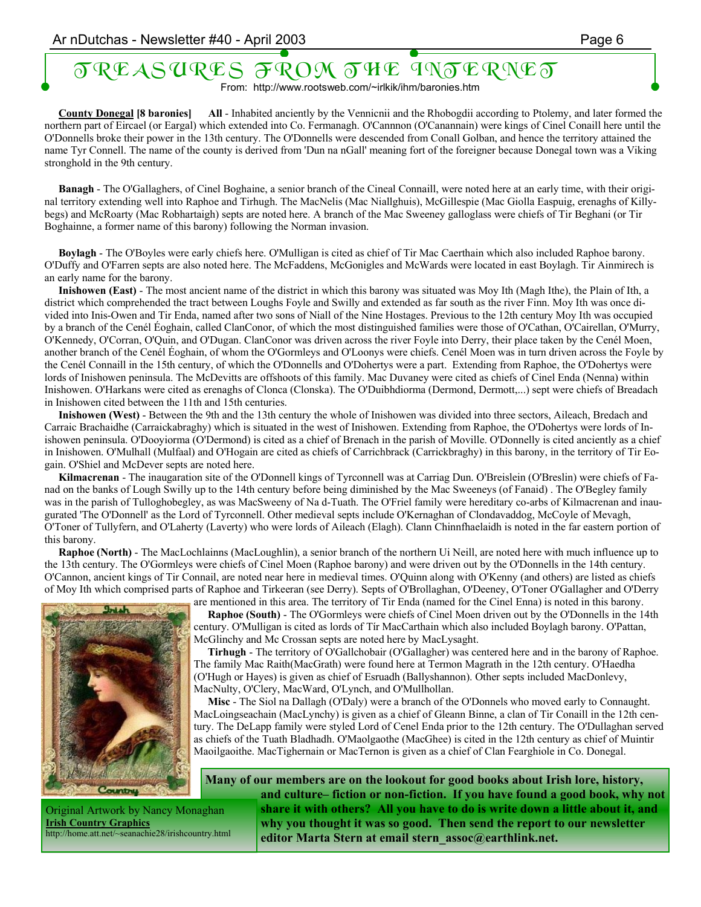# TREASURES FROM THE INTERNET

From: http://www.rootsweb.com/~irlkik/ihm/baronies.htm

**County Donegal [8 baronies]** **All** - Inhabited anciently by the Vennicnii and the Rhobogdii according to Ptolemy, and later formed the northern part of Eircael (or Eargal) which extended into Co. Fermanagh. O'Cannnon (O'Canannain) were kings of Cinel Conaill here until the O'Donnells broke their power in the 13th century. The O'Donnells were descended from Conall Golban, and hence the territory attained the name Tyr Connell. The name of the county is derived from 'Dun na nGall' meaning fort of the foreigner because Donegal town was a Viking stronghold in the 9th century.

**Banagh** - The O'Gallaghers, of Cinel Boghaine, a senior branch of the Cineal Connaill, were noted here at an early time, with their original territory extending well into Raphoe and Tirhugh. The MacNelis (Mac Niallghuis), McGillespie (Mac Giolla Easpuig, erenaghs of Killybegs) and McRoarty (Mac Robhartaigh) septs are noted here. A branch of the Mac Sweeney galloglass were chiefs of Tir Beghani (or Tir Boghainne, a former name of this barony) following the Norman invasion.

**Boylagh** - The O'Boyles were early chiefs here. O'Mulligan is cited as chief of Tir Mac Caerthain which also included Raphoe barony. O'Duffy and O'Farren septs are also noted here. The McFaddens, McGonigles and McWards were located in east Boylagh. Tir Ainmirech is an early name for the barony.

**Inishowen (East)** - The most ancient name of the district in which this barony was situated was Moy Ith (Magh Ithe), the Plain of Ith, a district which comprehended the tract between Loughs Foyle and Swilly and extended as far south as the river Finn. Moy Ith was once divided into Inis-Owen and Tir Enda, named after two sons of Niall of the Nine Hostages. Previous to the 12th century Moy Ith was occupied by a branch of the Cenél Éoghain, called ClanConor, of which the most distinguished families were those of O'Cathan, O'Cairellan, O'Murry, O'Kennedy, O'Corran, O'Quin, and O'Dugan. ClanConor was driven across the river Foyle into Derry, their place taken by the Cenél Moen, another branch of the Cenél Éoghain, of whom the O'Gormleys and O'Loonys were chiefs. Cenél Moen was in turn driven across the Foyle by the Cenél Connaill in the 15th century, of which the O'Donnells and O'Dohertys were a part. Extending from Raphoe, the O'Dohertys were lords of Inishowen peninsula. The McDevitts are offshoots of this family. Mac Duvaney were cited as chiefs of Cinel Enda (Nenna) within Inishowen. O'Harkans were cited as erenaghs of Clonca (Clonska). The O'Duibhdiorma (Dermond, Dermott,...) sept were chiefs of Breadach in Inishowen cited between the 11th and 15th centuries.

**Inishowen (West)** - Between the 9th and the 13th century the whole of Inishowen was divided into three sectors, Aileach, Bredach and Carraic Brachaidhe (Carraickabraghy) which is situated in the west of Inishowen. Extending from Raphoe, the O'Dohertys were lords of Inishowen peninsula. O'Dooyiorma (O'Dermond) is cited as a chief of Brenach in the parish of Moville. O'Donnelly is cited anciently as a chief in Inishowen. O'Mulhall (Mulfaal) and O'Hogain are cited as chiefs of Carrichbrack (Carrickbraghy) in this barony, in the territory of Tir Eogain. O'Shiel and McDever septs are noted here.

**Kilmacrenan** - The inaugaration site of the O'Donnell kings of Tyrconnell was at Carriag Dun. O'Breislein (O'Breslin) were chiefs of Fanad on the banks of Lough Swilly up to the 14th century before being diminished by the Mac Sweeneys (of Fanaid) . The O'Begley family was in the parish of Tulloghobegley, as was MacSweeny of Na d-Tuath. The O'Friel family were hereditary co-arbs of Kilmacrenan and inaugurated 'The O'Donnell' as the Lord of Tyrconnell. Other medieval septs include O'Kernaghan of Clondavaddog, McCoyle of Mevagh, O'Toner of Tullyfern, and O'Laherty (Laverty) who were lords of Aileach (Elagh). Clann Chinnfhaelaidh is noted in the far eastern portion of this barony.

**Raphoe (North)** - The MacLochlainns (MacLoughlin), a senior branch of the northern Ui Neill, are noted here with much influence up to the 13th century. The O'Gormleys were chiefs of Cinel Moen (Raphoe barony) and were driven out by the O'Donnells in the 14th century. O'Cannon, ancient kings of Tir Connail, are noted near here in medieval times. O'Quinn along with O'Kenny (and others) are listed as chiefs of Moy Ith which comprised parts of Raphoe and Tirkeeran (see Derry). Septs of O'Brollaghan, O'Deeney, O'Toner O'Gallagher and O'Derry are mentioned in this area. The territory of Tir Enda (named for the Cinel Enna) is noted in this barony.

**Raphoe (South)** - The O'Gormleys were chiefs of Cinel Moen driven out by the O'Donnells in the 14th century. O'Mulligan is cited as lords of Tír MacCarthain which also included Boylagh barony. O'Pattan, McGlinchy and Mc Crossan septs are noted here by MacLysaght.

**Tirhugh** - The territory of O'Gallchobair (O'Gallagher) was centered here and in the barony of Raphoe. The family Mac Raith(MacGrath) were found here at Termon Magrath in the 12th century. O'Haedha (O'Hugh or Hayes) is given as chief of Esruadh (Ballyshannon). Other septs included MacDonlevy, MacNulty, O'Clery, MacWard, O'Lynch, and O'Mullhollan.

**Misc** - The Siol na Dallagh (O'Daly) were a branch of the O'Donnels who moved early to Connaught. MacLoingseachain (MacLynchy) is given as a chief of Gleann Binne, a clan of Tir Conaill in the 12th century. The DeLapp family were styled Lord of Cenel Enda prior to the 12th century. The O'Dullaghan served as chiefs of the Tuath Bladhadh. O'Maolgaothe (MacGhee) is cited in the 12th century as chief of Muintir Maoilgaoithe. MacTighernain or MacTernon is given as a chief of Clan Fearghiole in Co. Donegal.

Original Artwork by Nancy Monaghan
**Irish Country Graphics**
http://home.att.net/~seanachie28/irishcountry.html

**Many of our members are on the lookout for good books about Irish lore, history, and culture– fiction or non-fiction. If you have found a good book, why not share it with others? All you have to do is write down a little about it, and why you thought it was so good. Then send the report to our newsletter editor Marta Stern at email stern_assoc@earthlink.net.**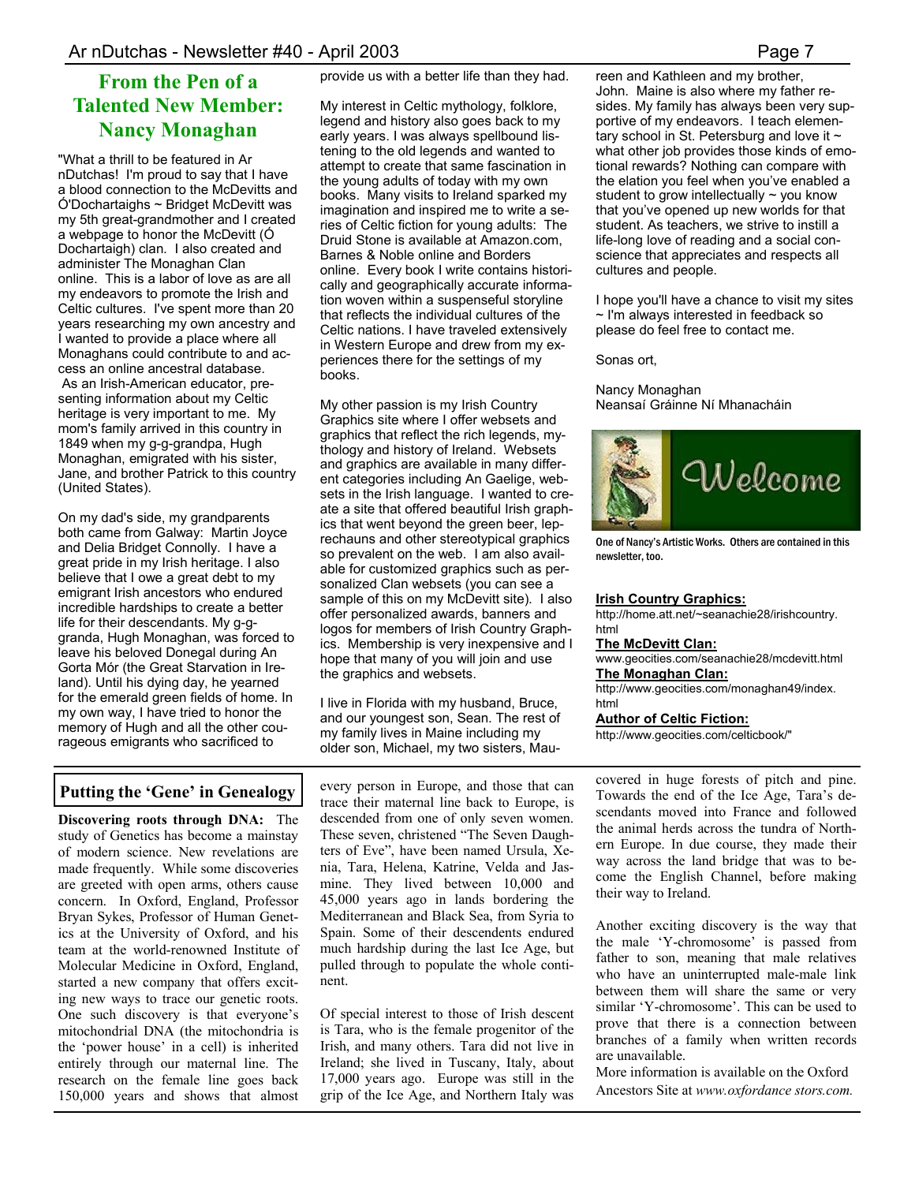## From the Pen of a Talented New Member: Nancy Monaghan

"What a thrill to be featured in Ar nDutchas! I'm proud to say that I have a blood connection to the McDevitts and Ó'Dochartaighs ~ Bridget McDevitt was my 5th great-grandmother and I created a webpage to honor the McDevitt (Ó Dochartaigh) clan. I also created and administer The Monaghan Clan online. This is a labor of love as are all my endeavors to promote the Irish and Celtic cultures. I've spent more than 20 years researching my own ancestry and I wanted to provide a place where all Monaghans could contribute to and access an online ancestral database. As an Irish-American educator, presenting information about my Celtic heritage is very important to me. My mom's family arrived in this country in 1849 when my g-g-grandpa, Hugh Monaghan, emigrated with his sister, Jane, and brother Patrick to this country (United States).

On my dad's side, my grandparents both came from Galway: Martin Joyce and Delia Bridget Connolly. I have a great pride in my Irish heritage. I also believe that I owe a great debt to my emigrant Irish ancestors who endured incredible hardships to create a better life for their descendants. My g-g-granda, Hugh Monaghan, was forced to leave his beloved Donegal during An Gorta Mór (the Great Starvation in Ireland). Until his dying day, he yearned for the emerald green fields of home. In my own way, I have tried to honor the memory of Hugh and all the other courageous emigrants who sacrificed to provide us with a better life than they had.

My interest in Celtic mythology, folklore, legend and history also goes back to my early years. I was always spellbound listening to the old legends and wanted to attempt to create that same fascination in the young adults of today with my own books. Many visits to Ireland sparked my imagination and inspired me to write a series of Celtic fiction for young adults: The Druid Stone is available at Amazon.com, Barnes & Noble online and Borders online. Every book I write contains historically and geographically accurate information woven within a suspenseful storyline that reflects the individual cultures of the Celtic nations. I have traveled extensively in Western Europe and drew from my experiences there for the settings of my books.

My other passion is my Irish Country Graphics site where I offer websets and graphics that reflect the rich legends, mythology and history of Ireland. Websets and graphics are available in many different categories including An Gaelige, websets in the Irish language. I wanted to create a site that offered beautiful Irish graphics that went beyond the green beer, leprechauns and other stereotypical graphics so prevalent on the web. I am also available for customized graphics such as personalized Clan websets (you can see a sample of this on my McDevitt site). I also offer personalized awards, banners and logos for members of Irish Country Graphics. Membership is very inexpensive and I hope that many of you will join and use the graphics and websets.

I live in Florida with my husband, Bruce, and our youngest son, Sean. The rest of my family lives in Maine including my older son, Michael, my two sisters, Maureen and Kathleen and my brother, John. Maine is also where my father resides. My family has always been very supportive of my endeavors. I teach elementary school in St. Petersburg and love it ~ what other job provides those kinds of emotional rewards? Nothing can compare with the elation you feel when you've enabled a student to grow intellectually ~ you know that you've opened up new worlds for that student. As teachers, we strive to instill a life-long love of reading and a social conscience that appreciates and respects all cultures and people.

I hope you'll have a chance to visit my sites ~ I'm always interested in feedback so please do feel free to contact me.

Sonas ort,

Nancy Monaghan
Neansaí Gráinne Ní Mhanacháin

One of Nancy's Artistic Works. Others are contained in this newsletter, too.

**Irish Country Graphics:**
http://home.att.net/~seanachie28/irishcountry.html

**The McDevitt Clan:**
www.geocities.com/seanachie28/mcdevitt.html

**The Monaghan Clan:**
http://www.geocities.com/monaghan49/index.html

**Author of Celtic Fiction:**
http://www.geocities.com/celticbook/"

## Putting the 'Gene' in Genealogy

**Discovering roots through DNA:** The study of Genetics has become a mainstay of modern science. New revelations are made frequently. While some discoveries are greeted with open arms, others cause concern. In Oxford, England, Professor Bryan Sykes, Professor of Human Genetics at the University of Oxford, and his team at the world-renowned Institute of Molecular Medicine in Oxford, England, started a new company that offers exciting new ways to trace our genetic roots. One such discovery is that everyone's mitochondrial DNA (the mitochondria is the 'power house' in a cell) is inherited entirely through our maternal line. The research on the female line goes back 150,000 years and shows that almost every person in Europe, and those that can trace their maternal line back to Europe, is descended from one of only seven women. These seven, christened "The Seven Daughters of Eve", have been named Ursula, Xenia, Tara, Helena, Katrine, Velda and Jasmine. They lived between 10,000 and 45,000 years ago in lands bordering the Mediterranean and Black Sea, from Syria to Spain. Some of their descendents endured much hardship during the last Ice Age, but pulled through to populate the whole continent.

Of special interest to those of Irish descent is Tara, who is the female progenitor of the Irish, and many others. Tara did not live in Ireland; she lived in Tuscany, Italy, about 17,000 years ago. Europe was still in the grip of the Ice Age, and Northern Italy was covered in huge forests of pitch and pine. Towards the end of the Ice Age, Tara's descendants moved into France and followed the animal herds across the tundra of Northern Europe. In due course, they made their way across the land bridge that was to become the English Channel, before making their way to Ireland.

Another exciting discovery is the way that the male 'Y-chromosome' is passed from father to son, meaning that male relatives who have an uninterrupted male-male link between them will share the same or very similar 'Y-chromosome'. This can be used to prove that there is a connection between branches of a family when written records are unavailable.

More information is available on the Oxford Ancestors Site at *www.oxfordance stors.com.*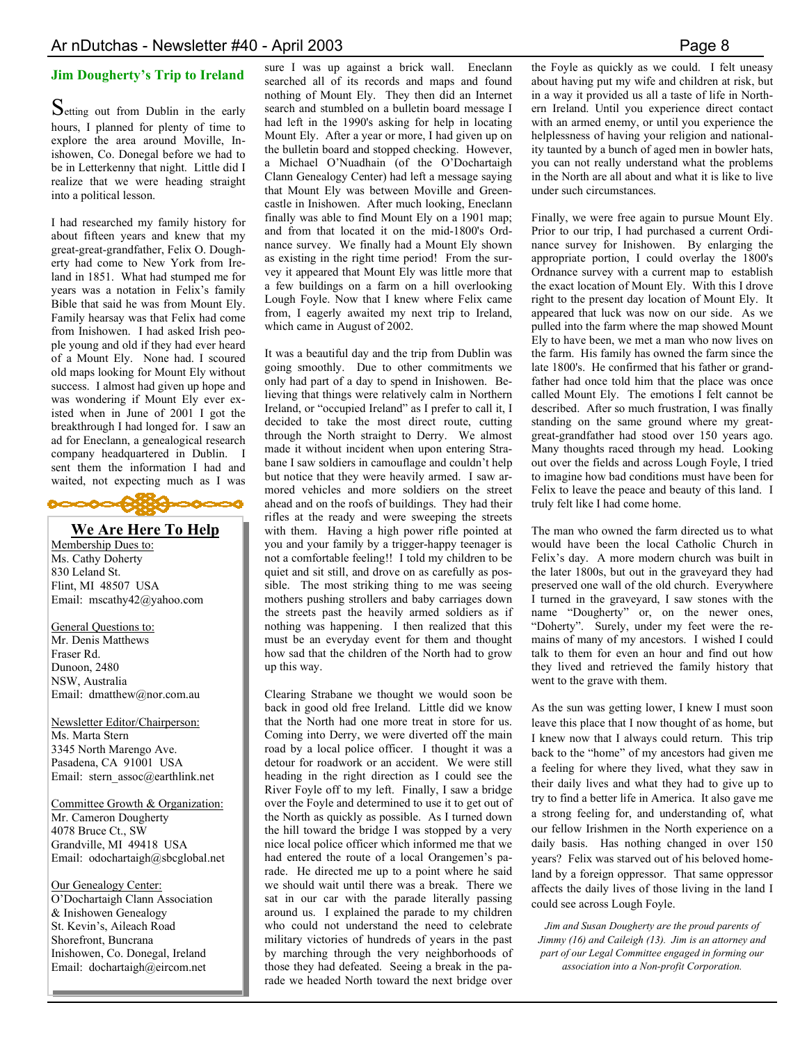## Jim Dougherty's Trip to Ireland

Setting out from Dublin in the early hours, I planned for plenty of time to explore the area around Moville, Inishowen, Co. Donegal before we had to be in Letterkenny that night. Little did I realize that we were heading straight into a political lesson.

I had researched my family history for about fifteen years and knew that my great-great-grandfather, Felix O. Dougherty had come to New York from Ireland in 1851. What had stumped me for years was a notation in Felix's family Bible that said he was from Mount Ely. Family hearsay was that Felix had come from Inishowen. I had asked Irish people young and old if they had ever heard of a Mount Ely. None had. I scoured old maps looking for Mount Ely without success. I almost had given up hope and was wondering if Mount Ely ever existed when in June of 2001 I got the breakthrough I had longed for. I saw an ad for Eneclann, a genealogical research company headquartered in Dublin. I sent them the information I had and waited, not expecting much as I was sure I was up against a brick wall. Eneclann searched all of its records and maps and found nothing of Mount Ely. They then did an Internet search and stumbled on a bulletin board message I had left in the 1990's asking for help in locating Mount Ely. After a year or more, I had given up on the bulletin board and stopped checking. However, a Michael O'Nuadhain (of the O'Dochartaigh Clann Genealogy Center) had left a message saying that Mount Ely was between Moville and Greencastle in Inishowen. After much looking, Eneclann finally was able to find Mount Ely on a 1901 map; and from that located it on the mid-1800's Ordnance survey. We finally had a Mount Ely shown as existing in the right time period! From the survey it appeared that Mount Ely was little more that a few buildings on a farm on a hill overlooking Lough Foyle. Now that I knew where Felix came from, I eagerly awaited my next trip to Ireland, which came in August of 2002.

It was a beautiful day and the trip from Dublin was going smoothly. Due to other commitments we only had part of a day to spend in Inishowen. Believing that things were relatively calm in Northern Ireland, or "occupied Ireland" as I prefer to call it, I decided to take the most direct route, cutting through the North straight to Derry. We almost made it without incident when upon entering Strabane I saw soldiers in camouflage and couldn't help but notice that they were heavily armed. I saw armored vehicles and more soldiers on the street ahead and on the roofs of buildings. They had their rifles at the ready and were sweeping the streets with them. Having a high power rifle pointed at you and your family by a trigger-happy teenager is not a comfortable feeling!! I told my children to be quiet and sit still, and drove on as carefully as possible. The most striking thing to me was seeing mothers pushing strollers and baby carriages down the streets past the heavily armed soldiers as if nothing was happening. I then realized that this must be an everyday event for them and thought how sad that the children of the North had to grow up this way.

Clearing Strabane we thought we would soon be back in good old free Ireland. Little did we know that the North had one more treat in store for us. Coming into Derry, we were diverted off the main road by a local police officer. I thought it was a detour for roadwork or an accident. We were still heading in the right direction as I could see the River Foyle off to my left. Finally, I saw a bridge over the Foyle and determined to use it to get out of the North as quickly as possible. As I turned down the hill toward the bridge I was stopped by a very nice local police officer which informed me that we had entered the route of a local Orangemen's parade. He directed me up to a point where he said we should wait until there was a break. There we sat in our car with the parade literally passing around us. I explained the parade to my children who could not understand the need to celebrate military victories of hundreds of years in the past by marching through the very neighborhoods of those they had defeated. Seeing a break in the parade we headed North toward the next bridge over the Foyle as quickly as we could. I felt uneasy about having put my wife and children at risk, but in a way it provided us all a taste of life in Northern Ireland. Until you experience direct contact with an armed enemy, or until you experience the helplessness of having your religion and nationality taunted by a bunch of aged men in bowler hats, you can not really understand what the problems in the North are all about and what it is like to live under such circumstances.

Finally, we were free again to pursue Mount Ely. Prior to our trip, I had purchased a current Ordinance survey for Inishowen. By enlarging the appropriate portion, I could overlay the 1800's Ordnance survey with a current map to establish the exact location of Mount Ely. With this I drove right to the present day location of Mount Ely. It appeared that luck was now on our side. As we pulled into the farm where the map showed Mount Ely to have been, we met a man who now lives on the farm. His family has owned the farm since the late 1800's. He confirmed that his father or grandfather had once told him that the place was once called Mount Ely. The emotions I felt cannot be described. After so much frustration, I was finally standing on the same ground where my great-great-grandfather had stood over 150 years ago. Many thoughts raced through my head. Looking out over the fields and across Lough Foyle, I tried to imagine how bad conditions must have been for Felix to leave the peace and beauty of this land. I truly felt like I had come home.

The man who owned the farm directed us to what would have been the local Catholic Church in Felix's day. A more modern church was built in the later 1800s, but out in the graveyard they had preserved one wall of the old church. Everywhere I turned in the graveyard, I saw stones with the name "Dougherty" or, on the newer ones, "Doherty". Surely, under my feet were the remains of many of my ancestors. I wished I could talk to them for even an hour and find out how they lived and retrieved the family history that went to the grave with them.

As the sun was getting lower, I knew I must soon leave this place that I now thought of as home, but I knew now that I always could return. This trip back to the "home" of my ancestors had given me a feeling for where they lived, what they saw in their daily lives and what they had to give up to try to find a better life in America. It also gave me a strong feeling for, and understanding of, what our fellow Irishmen in the North experience on a daily basis. Has nothing changed in over 150 years? Felix was starved out of his beloved homeland by a foreign oppressor. That same oppressor affects the daily lives of those living in the land I could see across Lough Foyle.

*Jim and Susan Dougherty are the proud parents of Jimmy (16) and Caileigh (13). Jim is an attorney and part of our Legal Committee engaged in forming our association into a Non-profit Corporation.*

## We Are Here To Help

Membership Dues to:
Ms. Cathy Doherty
830 Leland St.
Flint, MI 48507 USA
Email: mscathy42@yahoo.com

General Questions to:
Mr. Denis Matthews
Fraser Rd.
Dunoon, 2480
NSW, Australia
Email: dmatthew@nor.com.au

Newsletter Editor/Chairperson:
Ms. Marta Stern
3345 North Marengo Ave.
Pasadena, CA 91001 USA
Email: stern_assoc@earthlink.net

Committee Growth & Organization:
Mr. Cameron Dougherty
4078 Bruce Ct., SW
Grandville, MI 49418 USA
Email: odochartaigh@sbcglobal.net

Our Genealogy Center:
O'Dochartaigh Clann Association
& Inishowen Genealogy
St. Kevin's, Aileach Road
Shorefront, Buncrana
Inishowen, Co. Donegal, Ireland
Email: dochartaigh@eircom.net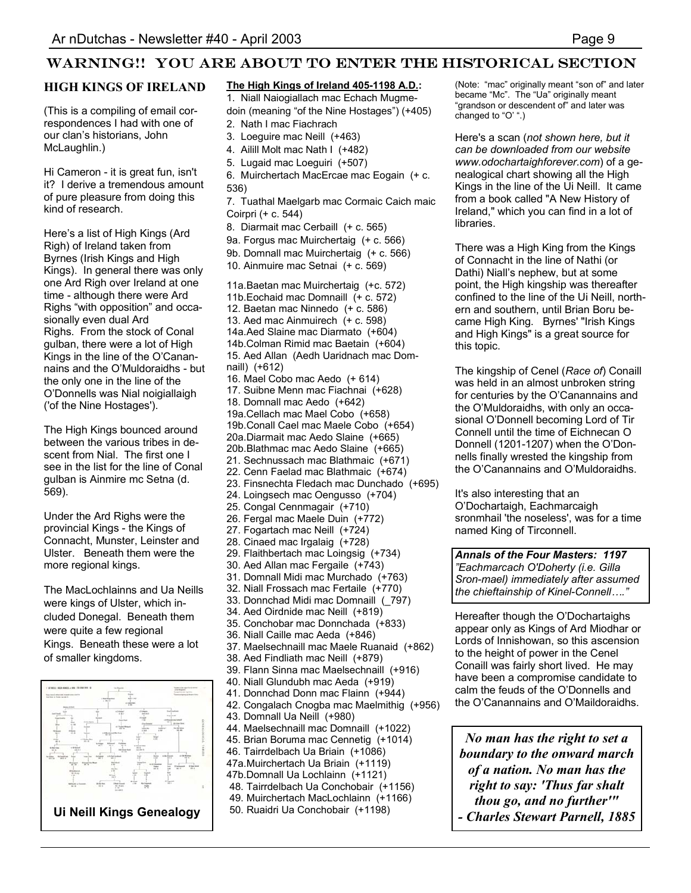# WARNING!! YOU ARE ABOUT TO ENTER THE HISTORICAL SECTION

## HIGH KINGS OF IRELAND

(This is a compiling of email correspondences I had with one of our clan's historians, John McLaughlin.)

Hi Cameron - it is great fun, isn't it? I derive a tremendous amount of pure pleasure from doing this kind of research.

Here's a list of High Kings (Ard Righ) of Ireland taken from Byrnes (Irish Kings and High Kings). In general there was only one Ard Righ over Ireland at one time - although there were Ard Righs "with opposition" and occasionally even dual Ard Righs. From the stock of Conal gulban, there were a lot of High Kings in the line of the O'Canannains and the O'Muldoraidhs - but the only one in the line of the O'Donnells was Nial noigiallaigh ('of the Nine Hostages').

The High Kings bounced around between the various tribes in descent from Nial. The first one I see in the list for the line of Conal gulban is Ainmire mc Setna (d. 569).

Under the Ard Righs were the provincial Kings - the Kings of Connacht, Munster, Leinster and Ulster. Beneath them were the more regional kings.

The MacLochlainns and Ua Neills were kings of Ulster, which included Donegal. Beneath them were quite a few regional Kings. Beneath these were a lot of smaller kingdoms.

**Ui Neill Kings Genealogy**

**The High Kings of Ireland 405-1198 A.D.:**

1. Niall Naiogiallach mac Echach Mugmedoin (meaning "of the Nine Hostages") (+405)
2. Nath I mac Fiachrach
3. Loeguire mac Neill (+463)
4. Ailill Molt mac Nath I (+482)
5. Lugaid mac Loeguiri (+507)
6. Muirchertach MacErcae mac Eogain (+ c. 536)
7. Tuathal Maelgarb mac Cormaic Caich maic Coirpri (+ c. 544)
8. Diarmait mac Cerbaill (+ c. 565)

9a. Forgus mac Muirchertaig (+ c. 566)
9b. Domnall mac Muirchertaig (+ c. 566)
10. Ainmuire mac Setnai (+ c. 569)

11a.Baetan mac Muirchertaig (+c. 572)
11b.Eochaid mac Domnaill (+ c. 572)
12. Baetan mac Ninnedo (+ c. 586)
13. Aed mac Ainmuirech (+ c. 598)
14a.Aed Slaine mac Diarmato (+604)
14b.Colman Rimid mac Baetain (+604)
15. Aed Allan (Aedh Uaridnach mac Domnaill) (+612)
16. Mael Cobo mac Aedo (+ 614)
17. Suibne Menn mac Fiachnai (+628)
18. Domnall mac Aedo (+642)
19a.Cellach mac Mael Cobo (+658)
19b.Conall Cael mac Maele Cobo (+654)
20a.Diarmait mac Aedo Slaine (+665)
20b.Blathmac mac Aedo Slaine (+665)
21. Sechnussach mac Blathmaic (+671)
22. Cenn Faelad mac Blathmaic (+674)
23. Finsnechta Fledach mac Dunchado (+695)
24. Loingsech mac Oengusso (+704)
25. Congal Cennmagair (+710)
26. Fergal mac Maele Duin (+772)
27. Fogartach mac Neill (+724)
28. Cinaed mac Irgalaig (+728)
29. Flaithbertach mac Loingsig (+734)
30. Aed Allan mac Fergaile (+743)
31. Domnall Midi mac Murchado (+763)
32. Niall Frossach mac Fertaile (+770)
33. Donnchad Midi mac Domnaill (_797)
34. Aed Oirdnide mac Neill (+819)
35. Conchobar mac Donnchada (+833)
36. Niall Caille mac Aeda (+846)
37. Maelsechnaill mac Maele Ruanaid (+862)
38. Aed Findliath mac Neill (+879)
39. Flann Sinna mac Maelsechnaill (+916)
40. Niall Glundubh mac Aeda (+919)
41. Donnchad Donn mac Flainn (+944)
42. Congalach Cnogba mac Maelmithig (+956)
43. Domnall Ua Neill (+980)
44. Maelsechnaill mac Domnaill (+1022)
45. Brian Boruma mac Cennetig (+1014)
46. Tairrdelbach Ua Briain (+1086)
47a.Muirchertach Ua Briain (+1119)
47b.Domnall Ua Lochlainn (+1121)
48. Tairrdelbach Ua Conchobair (+1156)
49. Muirchertach MacLochlainn (+1166)
50. Ruaidri Ua Conchobair (+1198)

(Note: "mac" originally meant "son of" and later became "Mc". The "Ua" originally meant "grandson or descendent of" and later was changed to "O' ".)

Here's a scan (*not shown here, but it can be downloaded from our website www.odochartaighforever.com*) of a genealogical chart showing all the High Kings in the line of the Ui Neill. It came from a book called "A New History of Ireland," which you can find in a lot of libraries.

There was a High King from the Kings of Connacht in the line of Nathi (or Dathi) Niall's nephew, but at some point, the High kingship was thereafter confined to the line of the Ui Neill, northern and southern, until Brian Boru became High King. Byrnes' "Irish Kings and High Kings" is a great source for this topic.

The kingship of Cenel (*Race of*) Conaill was held in an almost unbroken string for centuries by the O'Canannains and the O'Muldoraidhs, with only an occasional O'Donnell becoming Lord of Tir Connell until the time of Eichnecan O Donnell (1201-1207) when the O'Donnells finally wrested the kingship from the O'Canannains and O'Muldoraidhs.

It's also interesting that an O'Dochartaigh, Eachmarcaigh sronmhail 'the noseless', was for a time named King of Tirconnell.

***Annals of the Four Masters: 1197***
***"Eachmarcach O'Doherty (i.e. Gilla Sron-mael) immediately after assumed the chieftainship of Kinel-Connell…."***

Hereafter though the O'Dochartaighs appear only as Kings of Ard Miodhar or Lords of Innishowan, so this ascension to the height of power in the Cenel Conaill was fairly short lived. He may have been a compromise candidate to calm the feuds of the O'Donnells and the O'Canannains and O'Maildoraidhs.

***No man has the right to set a boundary to the onward march of a nation. No man has the right to say: 'Thus far shalt thou go, and no further'"***
***- Charles Stewart Parnell, 1885***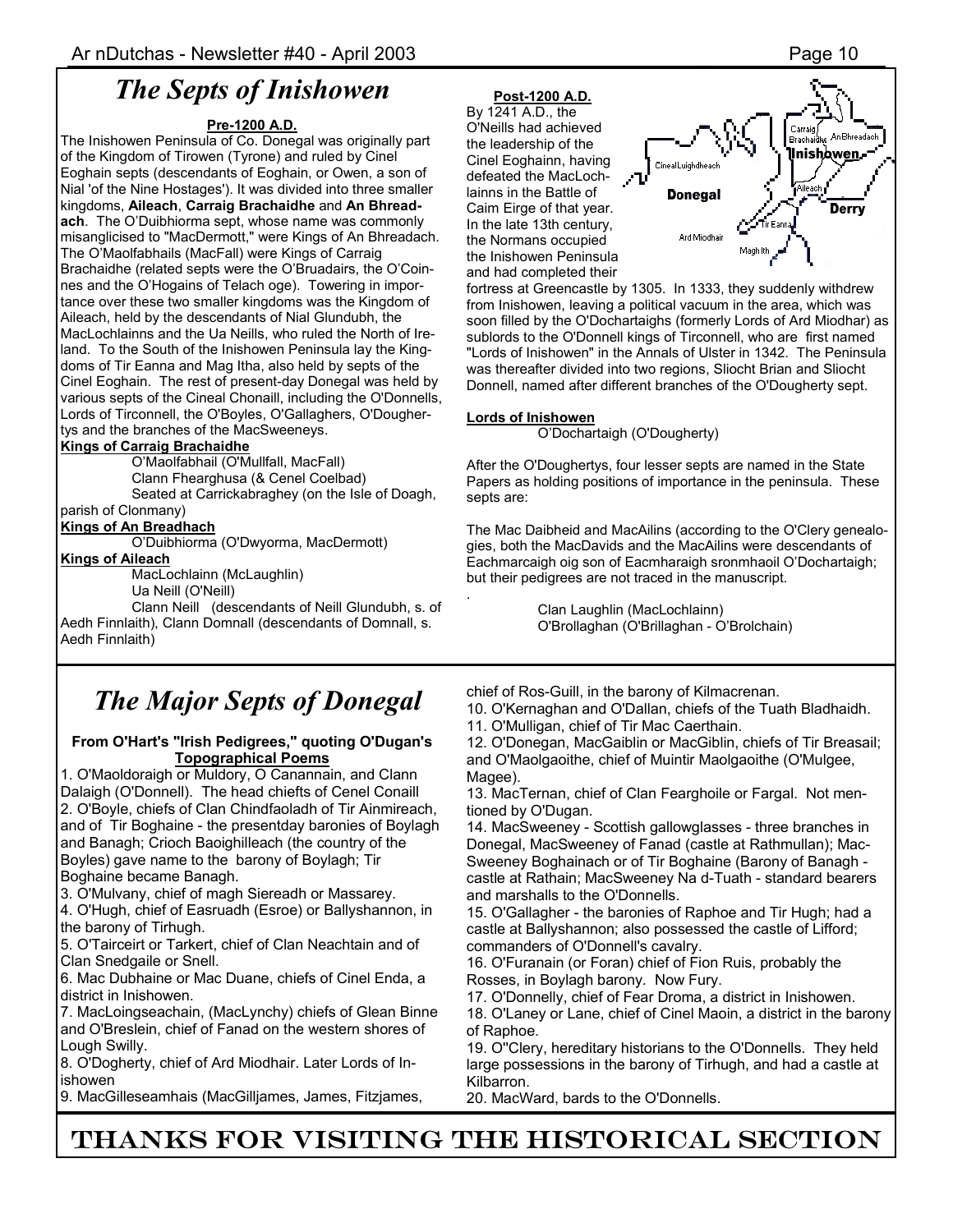# The Septs of Inishowen

**Pre-1200 A.D.**

The Inishowen Peninsula of Co. Donegal was originally part of the Kingdom of Tirowen (Tyrone) and ruled by Cinel Eoghain septs (descendants of Eoghain, or Owen, a son of Nial 'of the Nine Hostages'). It was divided into three smaller kingdoms, **Aileach**, **Carraig Brachaidhe** and **An Bhreadach**. The O'Duibhiorma sept, whose name was commonly misanglicised to "MacDermott," were Kings of An Bhreadach. The O'Maolfabhails (MacFall) were Kings of Carraig Brachaidhe (related septs were the O'Bruadairs, the O'Coinnes and the O'Hogains of Telach oge). Towering in importance over these two smaller kingdoms was the Kingdom of Aileach, held by the descendants of Nial Glundubh, the MacLochlainns and the Ua Neills, who ruled the North of Ireland. To the South of the Inishowen Peninsula lay the Kingdoms of Tir Eanna and Mag Itha, also held by septs of the Cinel Eoghain. The rest of present-day Donegal was held by various septs of the Cineal Chonaill, including the O'Donnells, Lords of Tirconnell, the O'Boyles, O'Gallaghers, O'Doughertys and the branches of the MacSweeneys.

**Kings of Carraig Brachaidhe**

O'Maolfabhail (O'Mullfall, MacFall)
Clann Fhearghusa (& Cenel Coelbad)
Seated at Carrickabraghey (on the Isle of Doagh, parish of Clonmany)

**Kings of An Breadhach**

O'Duibhiorma (O'Dwyorma, MacDermott)

**Kings of Aileach**

MacLochlainn (McLaughlin)
Ua Neill (O'Neill)
Clann Neill (descendants of Neill Glundubh, s. of Aedh Finnlaith), Clann Domnall (descendants of Domnall, s. Aedh Finnlaith)

**Post-1200 A.D.**

By 1241 A.D., the O'Neills had achieved the leadership of the Cinel Eoghainn, having defeated the MacLochlainns in the Battle of Caim Eirge of that year. In the late 13th century, the Normans occupied the Inishowen Peninsula and had completed their fortress at Greencastle by 1305. In 1333, they suddenly withdrew from Inishowen, leaving a political vacuum in the area, which was soon filled by the O'Dochartaighs (formerly Lords of Ard Miodhar) as sublords to the O'Donnell kings of Tirconnell, who are first named "Lords of Inishowen" in the Annals of Ulster in 1342. The Peninsula was thereafter divided into two regions, Sliocht Brian and Sliocht Donnell, named after different branches of the O'Dougherty sept.

**Lords of Inishowen**

O'Dochartaigh (O'Dougherty)

After the O'Doughertys, four lesser septs are named in the State Papers as holding positions of importance in the peninsula. These septs are:

The Mac Daibheid and MacAilins (according to the O'Clery genealogies, both the MacDavids and the MacAilins were descendants of Eachmarcaigh oig son of Eacmharaigh sronmhaoil O'Dochartaigh; but their pedigrees are not traced in the manuscript.

Clan Laughlin (MacLochlainn)
O'Brollaghan (O'Brillaghan - O'Brolchain)

# The Major Septs of Donegal

**From O'Hart's "Irish Pedigrees," quoting O'Dugan's Topographical Poems**

1. O'Maoldoraigh or Muldory, O Canannain, and Clann Dalaigh (O'Donnell). The head chiefts of Cenel Conaill
2. O'Boyle, chiefs of Clan Chindfaoladh of Tir Ainmireach, and of Tir Boghaine - the presentday baronies of Boylagh and Banagh; Crioch Baoighilleach (the country of the Boyles) gave name to the barony of Boylagh; Tir Boghaine became Banagh.
3. O'Mulvany, chief of magh Siereadh or Massarey.
4. O'Hugh, chief of Easruadh (Esroe) or Ballyshannon, in the barony of Tirhugh.
5. O'Tairceirt or Tarkert, chief of Clan Neachtain and of Clan Snedgaile or Snell.
6. Mac Dubhaine or Mac Duane, chiefs of Cinel Enda, a district in Inishowen.
7. MacLoingseachain, (MacLynchy) chiefs of Glean Binne and O'Breslein, chief of Fanad on the western shores of Lough Swilly.
8. O'Dogherty, chief of Ard Miodhair. Later Lords of Inishowen
9. MacGilleseamhais (MacGilljames, James, Fitzjames, chief of Ros-Guill, in the barony of Kilmacrenan.
10. O'Kernaghan and O'Dallan, chiefs of the Tuath Bladhaidh.
11. O'Mulligan, chief of Tir Mac Caerthain.
12. O'Donegan, MacGaiblin or MacGiblin, chiefs of Tir Breasail; and O'Maolgaoithe, chief of Muintir Maolgaoithe (O'Mulgee, Magee).
13. MacTernan, chief of Clan Fearghoile or Fargal. Not mentioned by O'Dugan.
14. MacSweeney - Scottish gallowglasses - three branches in Donegal, MacSweeney of Fanad (castle at Rathmullan); MacSweeney Boghainach or of Tir Boghaine (Barony of Banagh - castle at Rathain; MacSweeney Na d-Tuath - standard bearers and marshalls to the O'Donnells.
15. O'Gallagher - the baronies of Raphoe and Tir Hugh; had a castle at Ballyshannon; also possessed the castle of Lifford; commanders of O'Donnell's cavalry.
16. O'Furanain (or Foran) chief of Fion Ruis, probably the Rosses, in Boylagh barony. Now Fury.
17. O'Donnelly, chief of Fear Droma, a district in Inishowen.
18. O'Laney or Lane, chief of Cinel Maoin, a district in the barony of Raphoe.
19. O''Clery, hereditary historians to the O'Donnells. They held large possessions in the barony of Tirhugh, and had a castle at Kilbarron.
20. MacWard, bards to the O'Donnells.

**THANKS FOR VISITING THE HISTORICAL SECTION**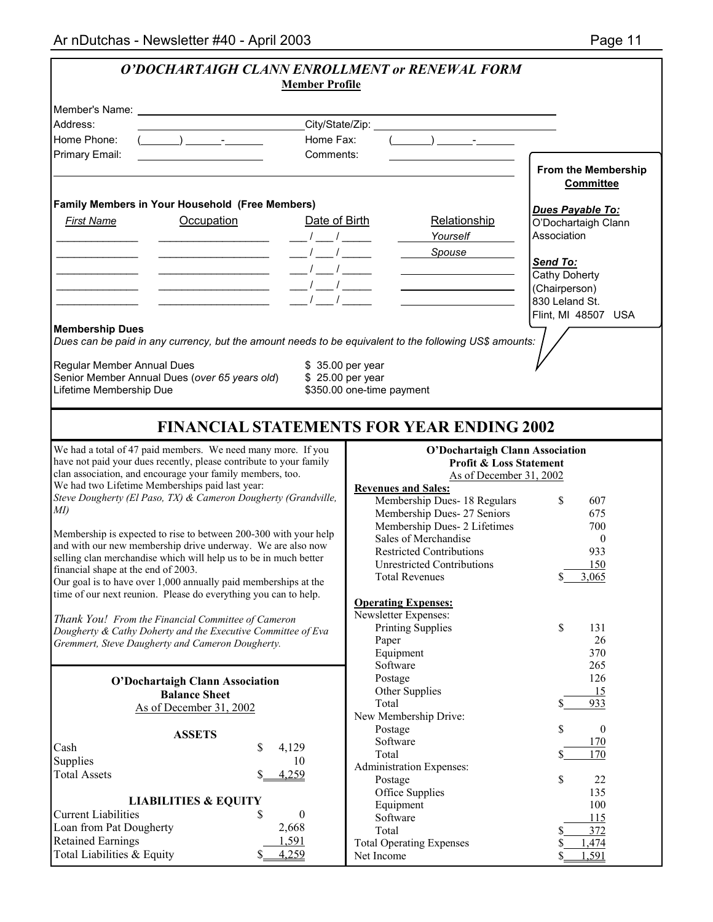## *O'DOCHARTAIGH CLANN ENROLLMENT or RENEWAL FORM*

**Member Profile**

Member's Name: ______________________________

Address: ______________________ City/State/Zip: ______________________

Home Phone: (_____) _____-_____ Home Fax: (_____) _____-_____

Primary Email: ______________________ Comments: ______________________

______________________________________________________________

**From the Membership Committee**

***Dues Payable To:***
O'Dochartaigh Clann Association

***Send To:***
Cathy Doherty
(Chairperson)
830 Leland St.
Flint, MI 48507 USA

**Family Members in Your Household (Free Members)**

| *First Name* | Occupation | Date of Birth | Relationship |
|---|---|---|---|
| __________ | ______________ | ___ / ___ / _____ | *Yourself* |
| __________ | ______________ | ___ / ___ / _____ | *Spouse* |
| __________ | ______________ | ___ / ___ / _____ | |
| __________ | ______________ | ___ / ___ / _____ | |
| __________ | ______________ | ___ / ___ / _____ | |

**Membership Dues**

*Dues can be paid in any currency, but the amount needs to be equivalent to the following US$ amounts:*

| | |
|---|---|
| Regular Member Annual Dues | $ 35.00 per year |
| Senior Member Annual Dues (*over 65 years old*) | $ 25.00 per year |
| Lifetime Membership Due | $350.00 one-time payment |

## FINANCIAL STATEMENTS FOR YEAR ENDING 2002

We had a total of 47 paid members. We need many more. If you have not paid your dues recently, please contribute to your family clan association, and encourage your family members, too. We had two Lifetime Memberships paid last year: *Steve Dougherty (El Paso, TX) & Cameron Dougherty (Grandville, MI)*

Membership is expected to rise to between 200-300 with your help and with our new membership drive underway. We are also now selling clan merchandise which will help us to be in much better financial shape at the end of 2003.
Our goal is to have over 1,000 annually paid memberships at the time of our next reunion. Please do everything you can to help.

*Thank You! From the Financial Committee of Cameron Dougherty & Cathy Doherty and the Executive Committee of Eva Gremmert, Steve Daugherty and Cameron Dougherty.*

**O'Dochartaigh Clann Association**
**Balance Sheet**
As of December 31, 2002

| **ASSETS** | |
|---|---|
| Cash | $ 4,129 |
| Supplies | 10 |
| Total Assets | $ 4,259 |
| **LIABILITIES & EQUITY** | |
| Current Liabilities | $ 0 |
| Loan from Pat Dougherty | 2,668 |
| Retained Earnings | 1,591 |
| Total Liabilities & Equity | $ 4,259 |

**O'Dochartaigh Clann Association**
**Profit & Loss Statement**
As of December 31, 2002

| **Revenues and Sales:** | |
|---|---|
| Membership Dues- 18 Regulars | $ 607 |
| Membership Dues- 27 Seniors | 675 |
| Membership Dues- 2 Lifetimes | 700 |
| Sales of Merchandise | 0 |
| Restricted Contributions | 933 |
| Unrestricted Contributions | 150 |
| Total Revenues | $ 3,065 |
| **Operating Expenses:** | |
| Newsletter Expenses: | |
| Printing Supplies | $ 131 |
| Paper | 26 |
| Equipment | 370 |
| Software | 265 |
| Postage | 126 |
| Other Supplies | 15 |
| Total | $ 933 |
| New Membership Drive: | |
| Postage | $ 0 |
| Software | 170 |
| Total | $ 170 |
| Administration Expenses: | |
| Postage | $ 22 |
| Office Supplies | 135 |
| Equipment | 100 |
| Software | 115 |
| Total | $ 372 |
| Total Operating Expenses | $ 1,474 |
| Net Income | $ 1,591 |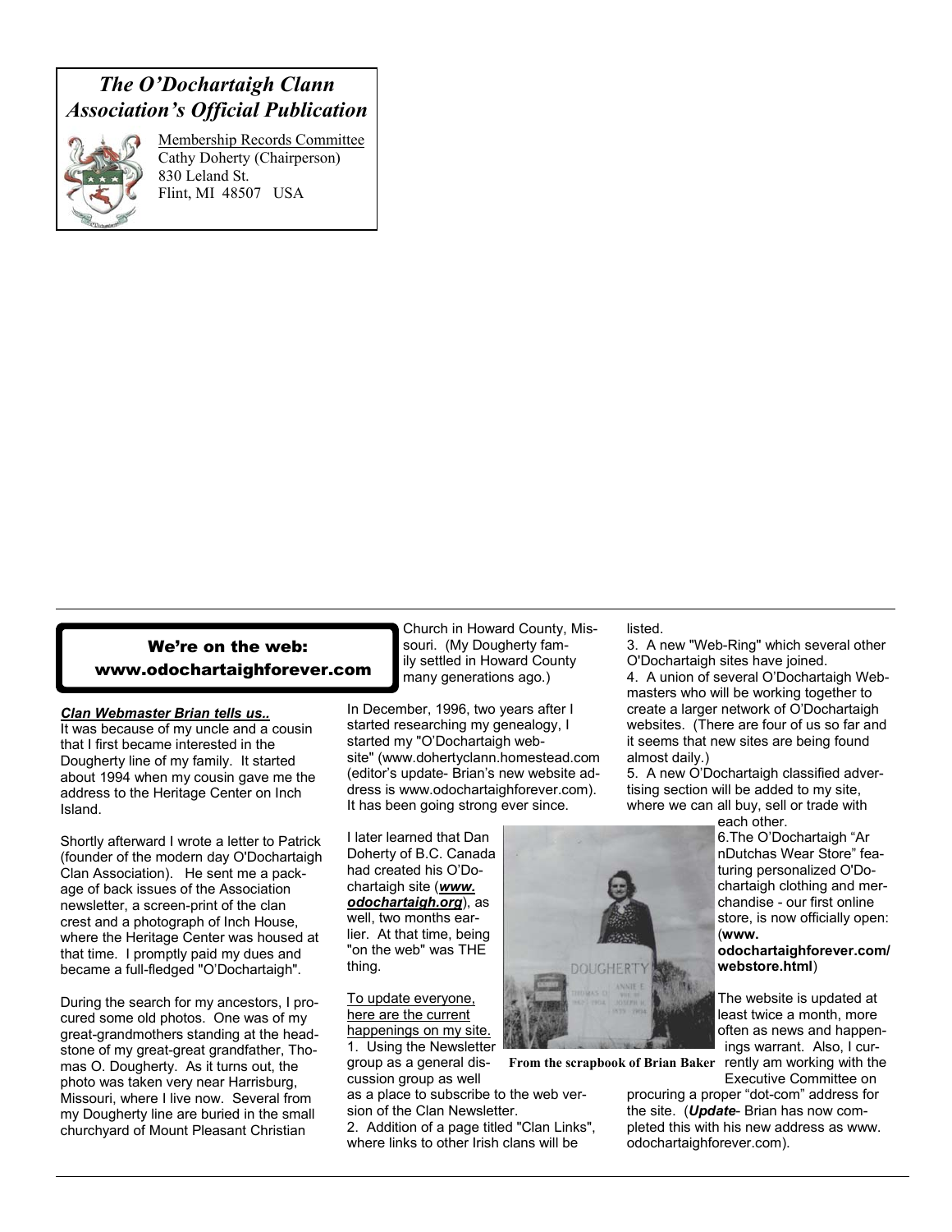## *The O'Dochartaigh Clann Association's Official Publication*

Membership Records Committee
Cathy Doherty (Chairperson)
830 Leland St.
Flint, MI 48507 USA

**We're on the web: www.odochartaighforever.com**

***Clan Webmaster Brian tells us..***

It was because of my uncle and a cousin that I first became interested in the Dougherty line of my family. It started about 1994 when my cousin gave me the address to the Heritage Center on Inch Island.

Shortly afterward I wrote a letter to Patrick (founder of the modern day O'Dochartaigh Clan Association). He sent me a package of back issues of the Association newsletter, a screen-print of the clan crest and a photograph of Inch House, where the Heritage Center was housed at that time. I promptly paid my dues and became a full-fledged "O'Dochartaigh".

During the search for my ancestors, I procured some old photos. One was of my great-grandmothers standing at the headstone of my great-great grandfather, Thomas O. Dougherty. As it turns out, the photo was taken very near Harrisburg, Missouri, where I live now. Several from my Dougherty line are buried in the small churchyard of Mount Pleasant Christian Church in Howard County, Missouri. (My Dougherty family settled in Howard County many generations ago.)

In December, 1996, two years after I started researching my genealogy, I started my "O'Dochartaigh website" (www.dohertyclann.homestead.com (editor's update- Brian's new website address is www.odochartaighforever.com). It has been going strong ever since.

I later learned that Dan Doherty of B.C. Canada had created his O'Dochartaigh site (***www.odochartaigh.org***), as well, two months earlier. At that time, being "on the web" was THE thing.

To update everyone, here are the current happenings on my site.

1. Using the Newsletter group as a general discussion group as well as a place to subscribe to the web version of the Clan Newsletter.
2. Addition of a page titled "Clan Links", where links to other Irish clans will be listed.
3. A new "Web-Ring" which several other O'Dochartaigh sites have joined.
4. A union of several O'Dochartaigh Webmasters who will be working together to create a larger network of O'Dochartaigh websites. (There are four of us so far and it seems that new sites are being found almost daily.)
5. A new O'Dochartaigh classified advertising section will be added to my site, where we can all buy, sell or trade with each other.
6. The O'Dochartaigh "Ar nDutchas Wear Store" featuring personalized O'Dochartaigh clothing and merchandise - our first online store, is now officially open: (**www.odochartaighforever.com/webstore.html**)

**From the scrapbook of Brian Baker**

The website is updated at least twice a month, more often as news and happenings warrant. Also, I currently am working with the Executive Committee on procuring a proper "dot-com" address for the site. (***Update***- Brian has now completed this with his new address as www.odochartaighforever.com).